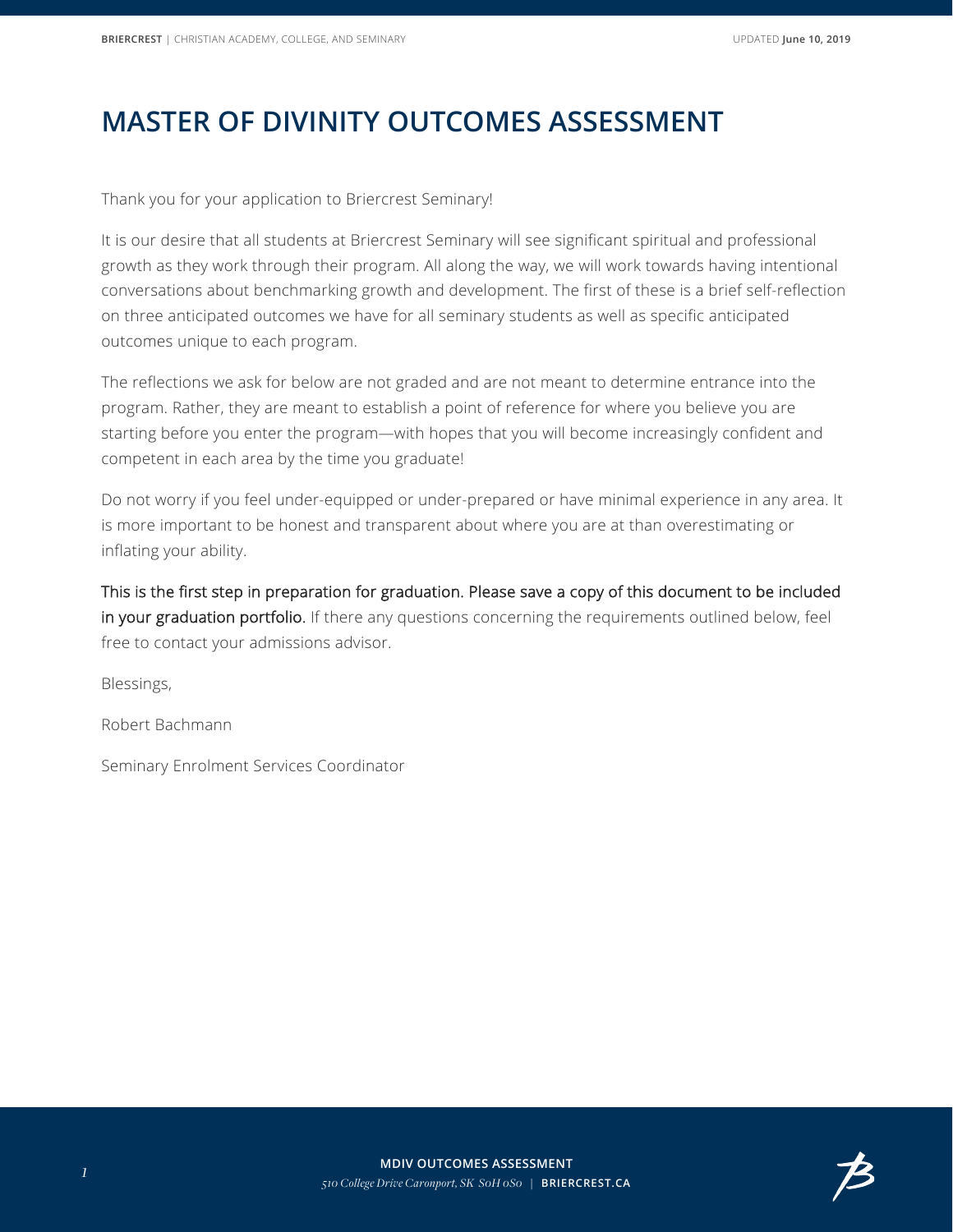# MASTER OF DIVINITY OUTCOMES ASSESSMENT

Thank you for your application to Briercrest Seminary!

It is our desire that all students at Briercrest Seminary will see significant spiritual and professional growth as they work through their program. All along the way, we will work towards having intentional conversations about benchmarking growth and development. The first of these is a brief self-reflection on three anticipated outcomes we have for all seminary students as well as specific anticipated outcomes unique to each program.

The reflections we ask for below are not graded and are not meant to determine entrance into the program. Rather, they are meant to establish a point of reference for where you believe you are starting before you enter the program—with hopes that you will become increasingly confident and competent in each area by the time you graduate!

Do not worry if you feel under-equipped or under-prepared or have minimal experience in any area. It is more important to be honest and transparent about where you are at than overestimating or inflating your ability.

This is the first step in preparation for graduation. Please save a copy of this document to be included in your graduation portfolio. If there any questions concerning the requirements outlined below, feel free to contact your admissions advisor.

Blessings,

Robert Bachmann

Seminary Enrolment Services Coordinator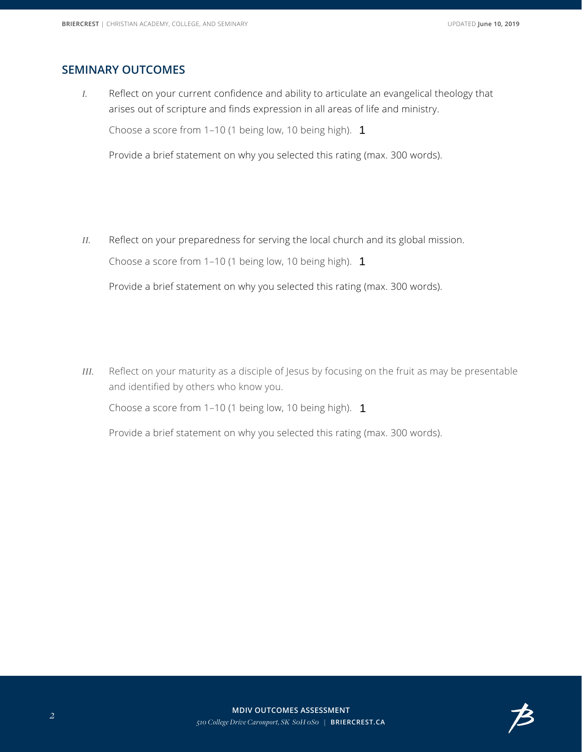## SEMINARY OUTCOMES

*I.* Reflect on your current confidence and ability to articulate an evangelical theology that arises out of scripture and finds expression in all areas of life and ministry.

Choose a score from 1–10 (1 being low, 10 being high). 1

Provide a brief statement on why you selected this rating (max. 300 words).

*II.* Reflect on your preparedness for serving the local church and its global mission.

Choose a score from 1–10 (1 being low, 10 being high). 1

Provide a brief statement on why you selected this rating (max. 300 words).

*III.* Reflect on your maturity as a disciple of Jesus by focusing on the fruit as may be presentable and identified by others who know you.

Choose a score from 1–10 (1 being low, 10 being high). 1

Provide a brief statement on why you selected this rating (max. 300 words).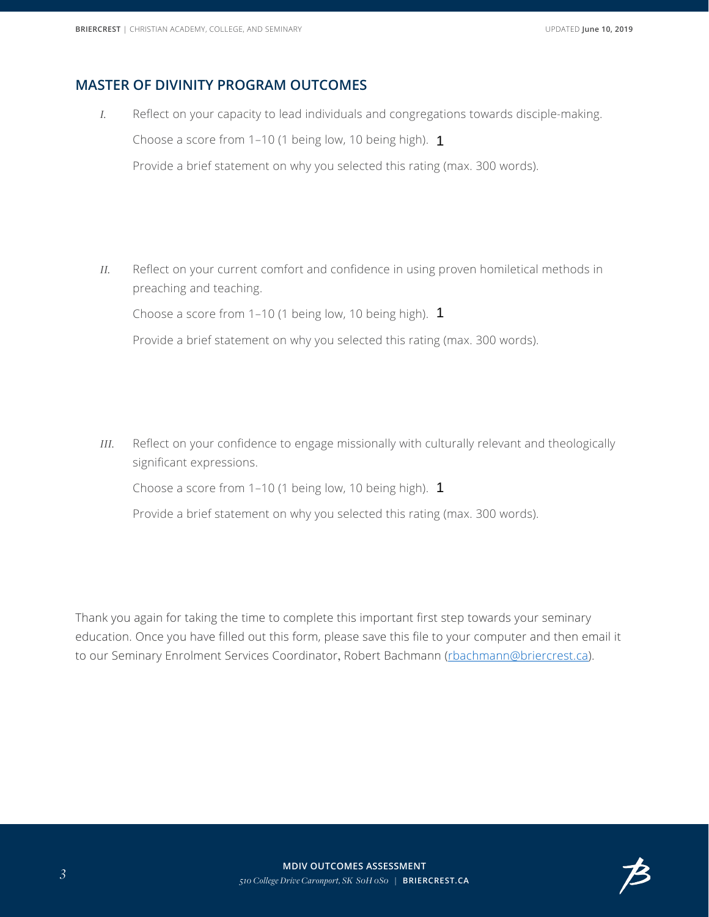## MASTER OF DIVINITY PROGRAM OUTCOMES

*I.* Reflect on your capacity to lead individuals and congregations towards disciple-making.

Choose a score from 1–10 (1 being low, 10 being high). 1

Provide a brief statement on why you selected this rating (max. 300 words).

*II.* Reflect on your current comfort and confidence in using proven homiletical methods in preaching and teaching.

Choose a score from 1–10 (1 being low, 10 being high). 1

Provide a brief statement on why you selected this rating (max. 300 words).

*III.* Reflect on your confidence to engage missionally with culturally relevant and theologically significant expressions.

Choose a score from 1–10 (1 being low, 10 being high). 1

Provide a brief statement on why you selected this rating (max. 300 words).

Thank you again for taking the time to complete this important first step towards your seminary education. Once you have filled out this form, please save this file to your computer and then email it to our Seminary Enrolment Services Coordinator, Robert Bachmann (rbachmann@briercrest.ca).